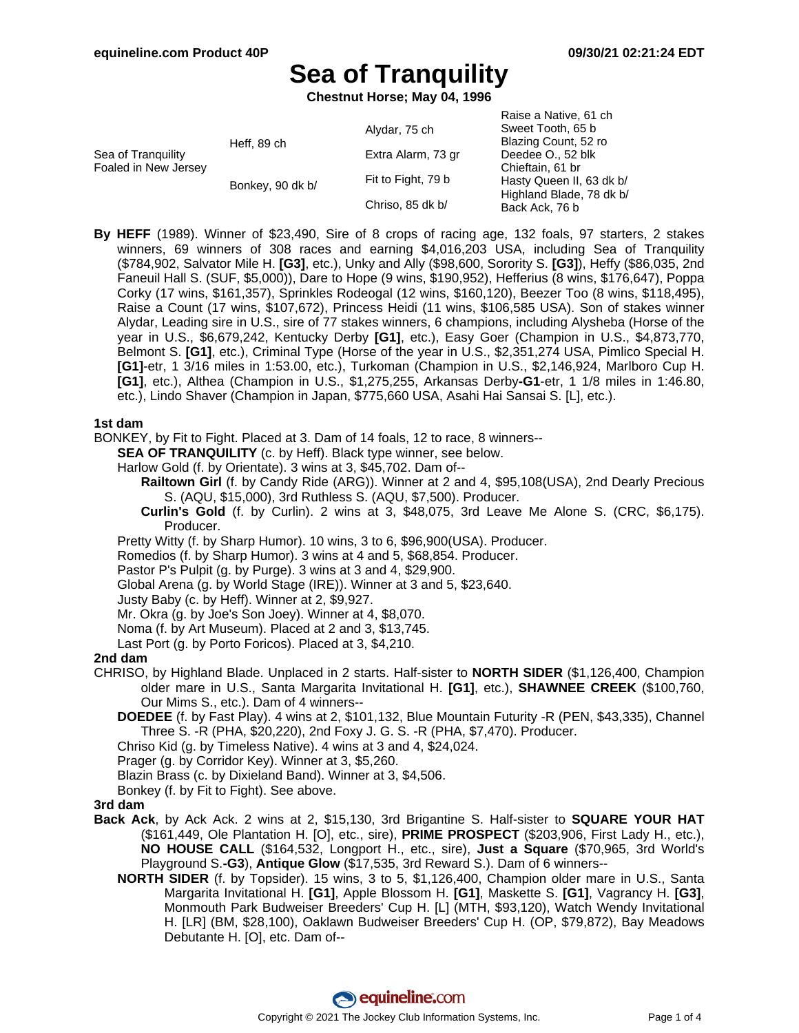# Sea of Tranquility

**Chestnut Horse; May 04, 1996**

| | | | |
|---|---|---|---|
| Sea of Tranquility Foaled in New Jersey | Heff, 89 ch | Alydar, 75 ch | Raise a Native, 61 ch |
| | | | Sweet Tooth, 65 b |
| | | Extra Alarm, 73 gr | Blazing Count, 52 ro |
| | | | Deedee O., 52 blk |
| | Bonkey, 90 dk b/ | Fit to Fight, 79 b | Chieftain, 61 br |
| | | | Hasty Queen II, 63 dk b/ |
| | | Chriso, 85 dk b/ | Highland Blade, 78 dk b/ |
| | | | Back Ack, 76 b |

**By HEFF** (1989). Winner of $23,490, Sire of 8 crops of racing age, 132 foals, 97 starters, 2 stakes winners, 69 winners of 308 races and earning $4,016,203 USA, including Sea of Tranquility ($784,902, Salvator Mile H. **[G3]**, etc.), Unky and Ally ($98,600, Sorority S. **[G3]**), Heffy ($86,035, 2nd Faneuil Hall S. (SUF, $5,000)), Dare to Hope (9 wins, $190,952), Hefferius (8 wins, $176,647), Poppa Corky (17 wins, $161,357), Sprinkles Rodeogal (12 wins, $160,120), Beezer Too (8 wins, $118,495), Raise a Count (17 wins, $107,672), Princess Heidi (11 wins, $106,585 USA). Son of stakes winner Alydar, Leading sire in U.S., sire of 77 stakes winners, 6 champions, including Alysheba (Horse of the year in U.S., $6,679,242, Kentucky Derby **[G1]**, etc.), Easy Goer (Champion in U.S., $4,873,770, Belmont S. **[G1]**, etc.), Criminal Type (Horse of the year in U.S., $2,351,274 USA, Pimlico Special H. **[G1]**-etr, 1 3/16 miles in 1:53.00, etc.), Turkoman (Champion in U.S., $2,146,924, Marlboro Cup H. **[G1]**, etc.), Althea (Champion in U.S., $1,275,255, Arkansas Derby**-G1**-etr, 1 1/8 miles in 1:46.80, etc.), Lindo Shaver (Champion in Japan, $775,660 USA, Asahi Hai Sansai S. [L], etc.).

### 1st dam

BONKEY, by Fit to Fight. Placed at 3. Dam of 14 foals, 12 to race, 8 winners--

- **SEA OF TRANQUILITY** (c. by Heff). Black type winner, see below.
- Harlow Gold (f. by Orientate). 3 wins at 3, $45,702. Dam of--
  - **Railtown Girl** (f. by Candy Ride (ARG)). Winner at 2 and 4, $95,108(USA), 2nd Dearly Precious S. (AQU, $15,000), 3rd Ruthless S. (AQU, $7,500). Producer.
  - **Curlin's Gold** (f. by Curlin). 2 wins at 3, $48,075, 3rd Leave Me Alone S. (CRC, $6,175). Producer.
- Pretty Witty (f. by Sharp Humor). 10 wins, 3 to 6, $96,900(USA). Producer.
- Romedios (f. by Sharp Humor). 3 wins at 4 and 5, $68,854. Producer.
- Pastor P's Pulpit (g. by Purge). 3 wins at 3 and 4, $29,900.
- Global Arena (g. by World Stage (IRE)). Winner at 3 and 5, $23,640.
- Justy Baby (c. by Heff). Winner at 2, $9,927.
- Mr. Okra (g. by Joe's Son Joey). Winner at 4, $8,070.
- Noma (f. by Art Museum). Placed at 2 and 3, $13,745.
- Last Port (g. by Porto Foricos). Placed at 3, $4,210.

### 2nd dam

CHRISO, by Highland Blade. Unplaced in 2 starts. Half-sister to **NORTH SIDER** ($1,126,400, Champion older mare in U.S., Santa Margarita Invitational H. **[G1]**, etc.), **SHAWNEE CREEK** ($100,760, Our Mims S., etc.). Dam of 4 winners--

- **DOEDEE** (f. by Fast Play). 4 wins at 2, $101,132, Blue Mountain Futurity -R (PEN, $43,335), Channel Three S. -R (PHA, $20,220), 2nd Foxy J. G. S. -R (PHA, $7,470). Producer.
- Chriso Kid (g. by Timeless Native). 4 wins at 3 and 4, $24,024.
- Prager (g. by Corridor Key). Winner at 3, $5,260.
- Blazin Brass (c. by Dixieland Band). Winner at 3, $4,506.
- Bonkey (f. by Fit to Fight). See above.

### 3rd dam

**Back Ack**, by Ack Ack. 2 wins at 2, $15,130, 3rd Brigantine S. Half-sister to **SQUARE YOUR HAT** ($161,449, Ole Plantation H. [O], etc., sire), **PRIME PROSPECT** ($203,906, First Lady H., etc.), **NO HOUSE CALL** ($164,532, Longport H., etc., sire), **Just a Square** ($70,965, 3rd World's Playground S.**-G3**), **Antique Glow** ($17,535, 3rd Reward S.). Dam of 6 winners--

- **NORTH SIDER** (f. by Topsider). 15 wins, 3 to 5, $1,126,400, Champion older mare in U.S., Santa Margarita Invitational H. **[G1]**, Apple Blossom H. **[G1]**, Maskette S. **[G1]**, Vagrancy H. **[G3]**, Monmouth Park Budweiser Breeders' Cup H. [L] (MTH, $93,120), Watch Wendy Invitational H. [LR] (BM, $28,100), Oaklawn Budweiser Breeders' Cup H. (OP, $79,872), Bay Meadows Debutante H. [O], etc. Dam of--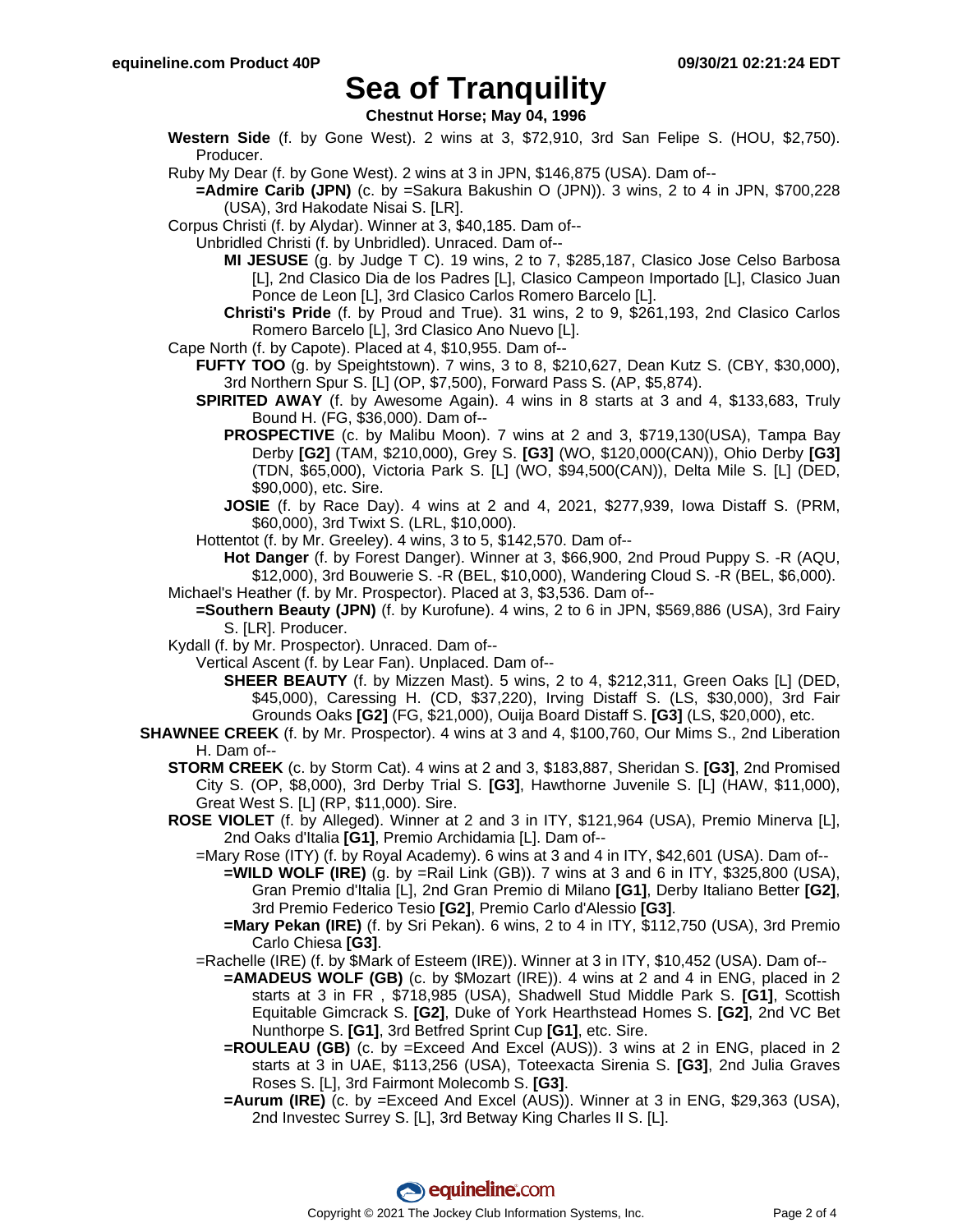# Sea of Tranquility

**Chestnut Horse; May 04, 1996**

**Western Side** (f. by Gone West). 2 wins at 3, $72,910, 3rd San Felipe S. (HOU, $2,750). Producer.

Ruby My Dear (f. by Gone West). 2 wins at 3 in JPN, $146,875 (USA). Dam of--

- **=Admire Carib (JPN)** (c. by =Sakura Bakushin O (JPN)). 3 wins, 2 to 4 in JPN, $700,228 (USA), 3rd Hakodate Nisai S. [LR].

Corpus Christi (f. by Alydar). Winner at 3, $40,185. Dam of--

- Unbridled Christi (f. by Unbridled). Unraced. Dam of--
  - **MI JESUSE** (g. by Judge T C). 19 wins, 2 to 7, $285,187, Clasico Jose Celso Barbosa [L], 2nd Clasico Dia de los Padres [L], Clasico Campeon Importado [L], Clasico Juan Ponce de Leon [L], 3rd Clasico Carlos Romero Barcelo [L].
  - **Christi's Pride** (f. by Proud and True). 31 wins, 2 to 9, $261,193, 2nd Clasico Carlos Romero Barcelo [L], 3rd Clasico Ano Nuevo [L].

Cape North (f. by Capote). Placed at 4, $10,955. Dam of--

- **FUFTY TOO** (g. by Speightstown). 7 wins, 3 to 8, $210,627, Dean Kutz S. (CBY, $30,000), 3rd Northern Spur S. [L] (OP, $7,500), Forward Pass S. (AP, $5,874).
- **SPIRITED AWAY** (f. by Awesome Again). 4 wins in 8 starts at 3 and 4, $133,683, Truly Bound H. (FG, $36,000). Dam of--
  - **PROSPECTIVE** (c. by Malibu Moon). 7 wins at 2 and 3, $719,130(USA), Tampa Bay Derby **[G2]** (TAM, $210,000), Grey S. **[G3]** (WO, $120,000(CAN)), Ohio Derby **[G3]** (TDN, $65,000), Victoria Park S. [L] (WO, $94,500(CAN)), Delta Mile S. [L] (DED, $90,000), etc. Sire.
  - **JOSIE** (f. by Race Day). 4 wins at 2 and 4, 2021, $277,939, Iowa Distaff S. (PRM, $60,000), 3rd Twixt S. (LRL, $10,000).
- Hottentot (f. by Mr. Greeley). 4 wins, 3 to 5, $142,570. Dam of--
  - **Hot Danger** (f. by Forest Danger). Winner at 3, $66,900, 2nd Proud Puppy S. -R (AQU, $12,000), 3rd Bouwerie S. -R (BEL, $10,000), Wandering Cloud S. -R (BEL, $6,000).

Michael's Heather (f. by Mr. Prospector). Placed at 3, $3,536. Dam of--

- **=Southern Beauty (JPN)** (f. by Kurofune). 4 wins, 2 to 6 in JPN, $569,886 (USA), 3rd Fairy S. [LR]. Producer.

Kydall (f. by Mr. Prospector). Unraced. Dam of--

- Vertical Ascent (f. by Lear Fan). Unplaced. Dam of--
  - **SHEER BEAUTY** (f. by Mizzen Mast). 5 wins, 2 to 4, $212,311, Green Oaks [L] (DED, $45,000), Caressing H. (CD, $37,220), Irving Distaff S. (LS, $30,000), 3rd Fair Grounds Oaks **[G2]** (FG, $21,000), Ouija Board Distaff S. **[G3]** (LS, $20,000), etc.

**SHAWNEE CREEK** (f. by Mr. Prospector). 4 wins at 3 and 4, $100,760, Our Mims S., 2nd Liberation H. Dam of--

- **STORM CREEK** (c. by Storm Cat). 4 wins at 2 and 3, $183,887, Sheridan S. **[G3]**, 2nd Promised City S. (OP, $8,000), 3rd Derby Trial S. **[G3]**, Hawthorne Juvenile S. [L] (HAW, $11,000), Great West S. [L] (RP, $11,000). Sire.
- **ROSE VIOLET** (f. by Alleged). Winner at 2 and 3 in ITY, $121,964 (USA), Premio Minerva [L], 2nd Oaks d'Italia **[G1]**, Premio Archidamia [L]. Dam of--
  - =Mary Rose (ITY) (f. by Royal Academy). 6 wins at 3 and 4 in ITY, $42,601 (USA). Dam of--
    - **=WILD WOLF (IRE)** (g. by =Rail Link (GB)). 7 wins at 3 and 6 in ITY, $325,800 (USA), Gran Premio d'Italia [L], 2nd Gran Premio di Milano **[G1]**, Derby Italiano Better **[G2]**, 3rd Premio Federico Tesio **[G2]**, Premio Carlo d'Alessio **[G3]**.
    - **=Mary Pekan (IRE)** (f. by Sri Pekan). 6 wins, 2 to 4 in ITY, $112,750 (USA), 3rd Premio Carlo Chiesa **[G3]**.
  - =Rachelle (IRE) (f. by $Mark of Esteem (IRE)). Winner at 3 in ITY, $10,452 (USA). Dam of--
    - **=AMADEUS WOLF (GB)** (c. by $Mozart (IRE)). 4 wins at 2 and 4 in ENG, placed in 2 starts at 3 in FR , $718,985 (USA), Shadwell Stud Middle Park S. **[G1]**, Scottish Equitable Gimcrack S. **[G2]**, Duke of York Hearthstead Homes S. **[G2]**, 2nd VC Bet Nunthorpe S. **[G1]**, 3rd Betfred Sprint Cup **[G1]**, etc. Sire.
    - **=ROULEAU (GB)** (c. by =Exceed And Excel (AUS)). 3 wins at 2 in ENG, placed in 2 starts at 3 in UAE, $113,256 (USA), Toteexacta Sirenia S. **[G3]**, 2nd Julia Graves Roses S. [L], 3rd Fairmont Molecomb S. **[G3]**.
    - **=Aurum (IRE)** (c. by =Exceed And Excel (AUS)). Winner at 3 in ENG, $29,363 (USA), 2nd Investec Surrey S. [L], 3rd Betway King Charles II S. [L].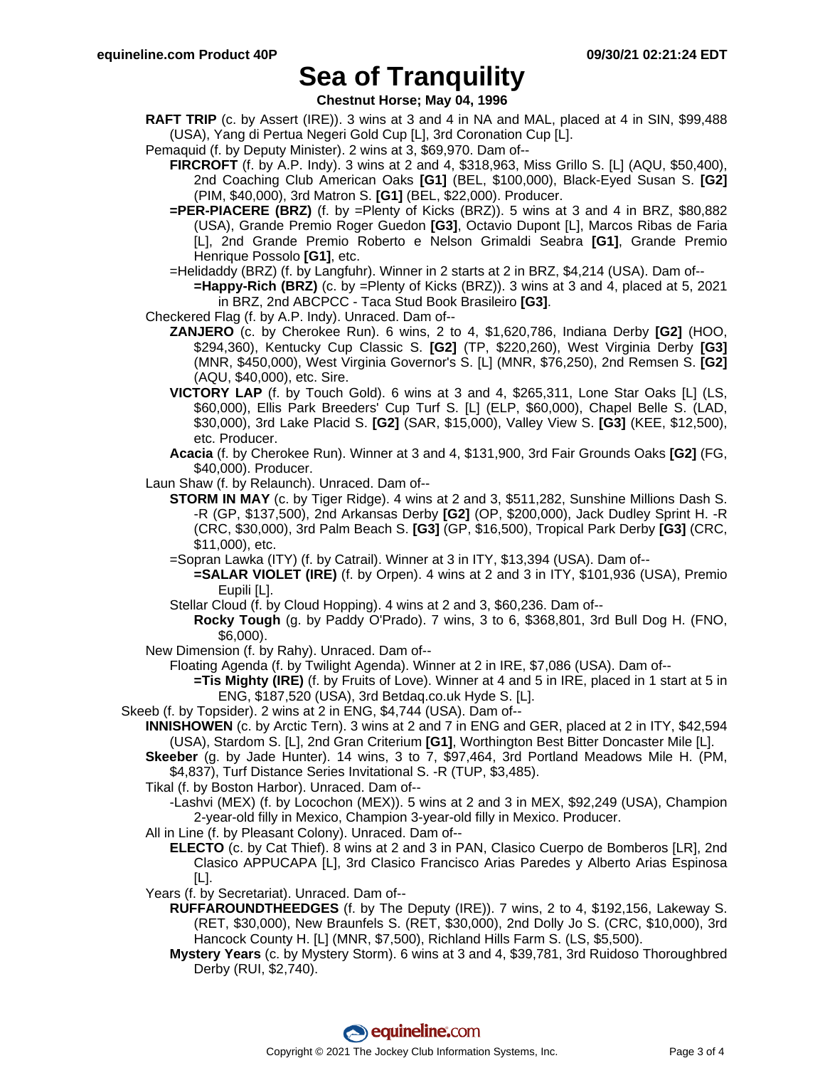# Sea of Tranquility

**Chestnut Horse; May 04, 1996**

**RAFT TRIP** (c. by Assert (IRE)). 3 wins at 3 and 4 in NA and MAL, placed at 4 in SIN, $99,488 (USA), Yang di Pertua Negeri Gold Cup [L], 3rd Coronation Cup [L].

Pemaquid (f. by Deputy Minister). 2 wins at 3, $69,970. Dam of--

- **FIRCROFT** (f. by A.P. Indy). 3 wins at 2 and 4, $318,963, Miss Grillo S. [L] (AQU, $50,400), 2nd Coaching Club American Oaks **[G1]** (BEL, $100,000), Black-Eyed Susan S. **[G2]** (PIM, $40,000), 3rd Matron S. **[G1]** (BEL, $22,000). Producer.
- **=PER-PIACERE (BRZ)** (f. by =Plenty of Kicks (BRZ)). 5 wins at 3 and 4 in BRZ, $80,882 (USA), Grande Premio Roger Guedon **[G3]**, Octavio Dupont [L], Marcos Ribas de Faria [L], 2nd Grande Premio Roberto e Nelson Grimaldi Seabra **[G1]**, Grande Premio Henrique Possolo **[G1]**, etc.
- =Helidaddy (BRZ) (f. by Langfuhr). Winner in 2 starts at 2 in BRZ, $4,214 (USA). Dam of--
  - **=Happy-Rich (BRZ)** (c. by =Plenty of Kicks (BRZ)). 3 wins at 3 and 4, placed at 5, 2021 in BRZ, 2nd ABCPCC - Taca Stud Book Brasileiro **[G3]**.

Checkered Flag (f. by A.P. Indy). Unraced. Dam of--

- **ZANJERO** (c. by Cherokee Run). 6 wins, 2 to 4, $1,620,786, Indiana Derby **[G2]** (HOO, $294,360), Kentucky Cup Classic S. **[G2]** (TP, $220,260), West Virginia Derby **[G3]** (MNR, $450,000), West Virginia Governor's S. [L] (MNR, $76,250), 2nd Remsen S. **[G2]** (AQU, $40,000), etc. Sire.
- **VICTORY LAP** (f. by Touch Gold). 6 wins at 3 and 4, $265,311, Lone Star Oaks [L] (LS, $60,000), Ellis Park Breeders' Cup Turf S. [L] (ELP, $60,000), Chapel Belle S. (LAD, $30,000), 3rd Lake Placid S. **[G2]** (SAR, $15,000), Valley View S. **[G3]** (KEE, $12,500), etc. Producer.
- **Acacia** (f. by Cherokee Run). Winner at 3 and 4, $131,900, 3rd Fair Grounds Oaks **[G2]** (FG, $40,000). Producer.

Laun Shaw (f. by Relaunch). Unraced. Dam of--

- **STORM IN MAY** (c. by Tiger Ridge). 4 wins at 2 and 3, $511,282, Sunshine Millions Dash S. -R (GP, $137,500), 2nd Arkansas Derby **[G2]** (OP, $200,000), Jack Dudley Sprint H. -R (CRC, $30,000), 3rd Palm Beach S. **[G3]** (GP, $16,500), Tropical Park Derby **[G3]** (CRC, $11,000), etc.
- =Sopran Lawka (ITY) (f. by Catrail). Winner at 3 in ITY, $13,394 (USA). Dam of--
  - **=SALAR VIOLET (IRE)** (f. by Orpen). 4 wins at 2 and 3 in ITY, $101,936 (USA), Premio Eupili [L].
- Stellar Cloud (f. by Cloud Hopping). 4 wins at 2 and 3, $60,236. Dam of--
  - **Rocky Tough** (g. by Paddy O'Prado). 7 wins, 3 to 6, $368,801, 3rd Bull Dog H. (FNO, $6,000).

New Dimension (f. by Rahy). Unraced. Dam of--

- Floating Agenda (f. by Twilight Agenda). Winner at 2 in IRE, $7,086 (USA). Dam of--
  - **=Tis Mighty (IRE)** (f. by Fruits of Love). Winner at 4 and 5 in IRE, placed in 1 start at 5 in ENG, $187,520 (USA), 3rd Betdaq.co.uk Hyde S. [L].

Skeeb (f. by Topsider). 2 wins at 2 in ENG, $4,744 (USA). Dam of--

- **INNISHOWEN** (c. by Arctic Tern). 3 wins at 2 and 7 in ENG and GER, placed at 2 in ITY, $42,594 (USA), Stardom S. [L], 2nd Gran Criterium **[G1]**, Worthington Best Bitter Doncaster Mile [L].
- **Skeeber** (g. by Jade Hunter). 14 wins, 3 to 7, $97,464, 3rd Portland Meadows Mile H. (PM, $4,837), Turf Distance Series Invitational S. -R (TUP, $3,485).
- Tikal (f. by Boston Harbor). Unraced. Dam of--
  - -Lashvi (MEX) (f. by Locochon (MEX)). 5 wins at 2 and 3 in MEX, $92,249 (USA), Champion 2-year-old filly in Mexico, Champion 3-year-old filly in Mexico. Producer.
- All in Line (f. by Pleasant Colony). Unraced. Dam of--
  - **ELECTO** (c. by Cat Thief). 8 wins at 2 and 3 in PAN, Clasico Cuerpo de Bomberos [LR], 2nd Clasico APPUCAPA [L], 3rd Clasico Francisco Arias Paredes y Alberto Arias Espinosa [L].
- Years (f. by Secretariat). Unraced. Dam of--
  - **RUFFAROUNDTHEEDGES** (f. by The Deputy (IRE)). 7 wins, 2 to 4, $192,156, Lakeway S. (RET, $30,000), New Braunfels S. (RET, $30,000), 2nd Dolly Jo S. (CRC, $10,000), 3rd Hancock County H. [L] (MNR, $7,500), Richland Hills Farm S. (LS, $5,500).
  - **Mystery Years** (c. by Mystery Storm). 6 wins at 3 and 4, $39,781, 3rd Ruidoso Thoroughbred Derby (RUI, $2,740).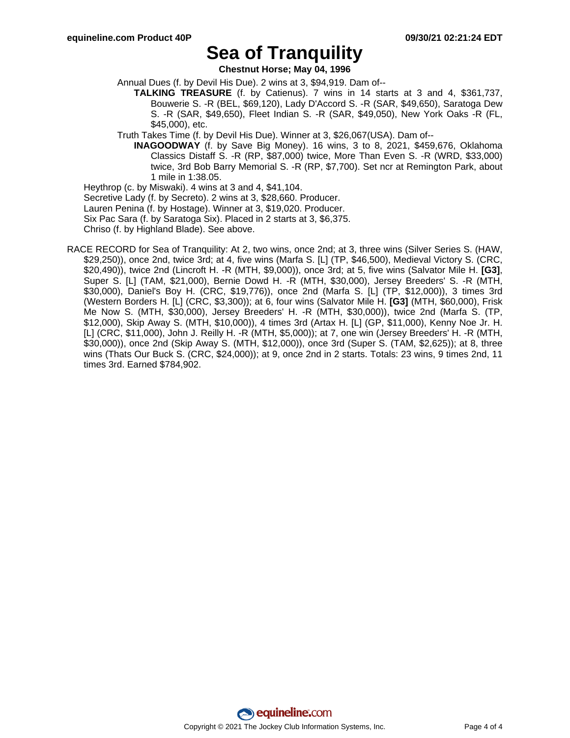# Sea of Tranquility

**Chestnut Horse; May 04, 1996**

Annual Dues (f. by Devil His Due). 2 wins at 3, $94,919. Dam of--

**TALKING TREASURE** (f. by Catienus). 7 wins in 14 starts at 3 and 4, $361,737, Bouwerie S. -R (BEL, $69,120), Lady D'Accord S. -R (SAR, $49,650), Saratoga Dew S. -R (SAR, $49,650), Fleet Indian S. -R (SAR, $49,050), New York Oaks -R (FL, $45,000), etc.

Truth Takes Time (f. by Devil His Due). Winner at 3, $26,067(USA). Dam of--

**INAGOODWAY** (f. by Save Big Money). 16 wins, 3 to 8, 2021, $459,676, Oklahoma Classics Distaff S. -R (RP, $87,000) twice, More Than Even S. -R (WRD, $33,000) twice, 3rd Bob Barry Memorial S. -R (RP, $7,700). Set ncr at Remington Park, about 1 mile in 1:38.05.

Heythrop (c. by Miswaki). 4 wins at 3 and 4, $41,104.

Secretive Lady (f. by Secreto). 2 wins at 3, $28,660. Producer.

Lauren Penina (f. by Hostage). Winner at 3, $19,020. Producer.

Six Pac Sara (f. by Saratoga Six). Placed in 2 starts at 3, $6,375.

Chriso (f. by Highland Blade). See above.

RACE RECORD for Sea of Tranquility: At 2, two wins, once 2nd; at 3, three wins (Silver Series S. (HAW, $29,250)), once 2nd, twice 3rd; at 4, five wins (Marfa S. [L] (TP, $46,500), Medieval Victory S. (CRC, $20,490)), twice 2nd (Lincroft H. -R (MTH, $9,000)), once 3rd; at 5, five wins (Salvator Mile H. **[G3]**, Super S. [L] (TAM, $21,000), Bernie Dowd H. -R (MTH, $30,000), Jersey Breeders' S. -R (MTH, $30,000), Daniel's Boy H. (CRC, $19,776)), once 2nd (Marfa S. [L] (TP, $12,000)), 3 times 3rd (Western Borders H. [L] (CRC, $3,300)); at 6, four wins (Salvator Mile H. **[G3]** (MTH, $60,000), Frisk Me Now S. (MTH, $30,000), Jersey Breeders' H. -R (MTH, $30,000)), twice 2nd (Marfa S. (TP, $12,000), Skip Away S. (MTH, $10,000)), 4 times 3rd (Artax H. [L] (GP, $11,000), Kenny Noe Jr. H. [L] (CRC, $11,000), John J. Reilly H. -R (MTH, $5,000)); at 7, one win (Jersey Breeders' H. -R (MTH, $30,000)), once 2nd (Skip Away S. (MTH, $12,000)), once 3rd (Super S. (TAM, $2,625)); at 8, three wins (Thats Our Buck S. (CRC, $24,000)); at 9, once 2nd in 2 starts. Totals: 23 wins, 9 times 2nd, 11 times 3rd. Earned $784,902.